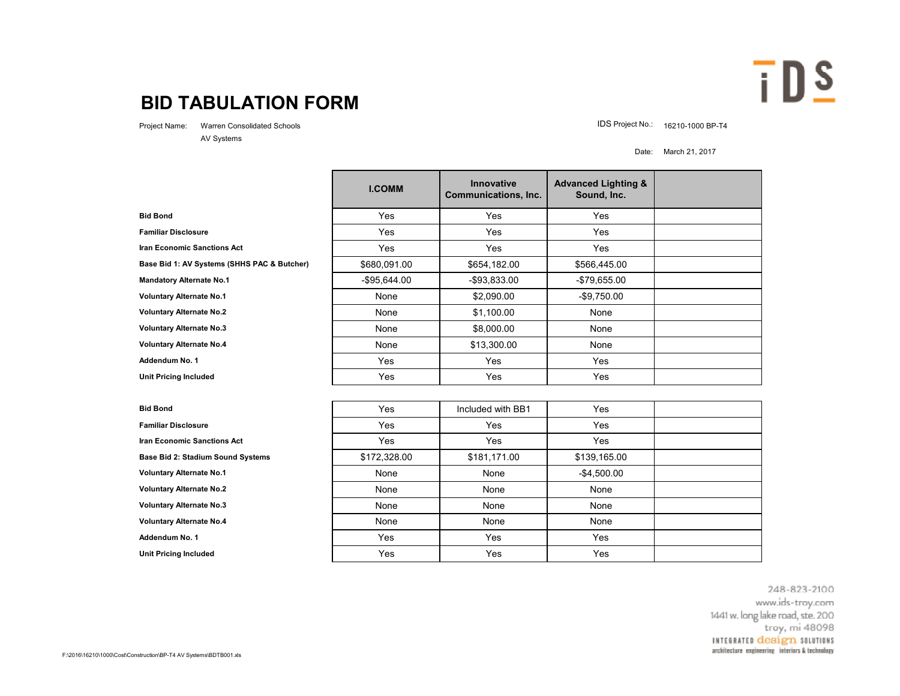# BID TABULATION FORM

Project Name: Warren Consolidated Schools
AV Systems

IDS Project No.: 16210-1000 BP-T4

Date: March 21, 2017

| | I.COMM | Innovative Communications, Inc. | Advanced Lighting & Sound, Inc. | |
|---|---|---|---|---|
| **Bid Bond** | Yes | Yes | Yes | |
| **Familiar Disclosure** | Yes | Yes | Yes | |
| **Iran Economic Sanctions Act** | Yes | Yes | Yes | |
| **Base Bid 1: AV Systems (SHHS PAC & Butcher)** | $680,091.00 | $654,182.00 | $566,445.00 | |
| **Mandatory Alternate No.1** | -$95,644.00 | -$93,833.00 | -$79,655.00 | |
| **Voluntary Alternate No.1** | None | $2,090.00 | -$9,750.00 | |
| **Voluntary Alternate No.2** | None | $1,100.00 | None | |
| **Voluntary Alternate No.3** | None | $8,000.00 | None | |
| **Voluntary Alternate No.4** | None | $13,300.00 | None | |
| **Addendum No. 1** | Yes | Yes | Yes | |
| **Unit Pricing Included** | Yes | Yes | Yes | |
| | | | | |
| **Bid Bond** | Yes | Included with BB1 | Yes | |
| **Familiar Disclosure** | Yes | Yes | Yes | |
| **Iran Economic Sanctions Act** | Yes | Yes | Yes | |
| **Base Bid 2: Stadium Sound Systems** | $172,328.00 | $181,171.00 | $139,165.00 | |
| **Voluntary Alternate No.1** | None | None | -$4,500.00 | |
| **Voluntary Alternate No.2** | None | None | None | |
| **Voluntary Alternate No.3** | None | None | None | |
| **Voluntary Alternate No.4** | None | None | None | |
| **Addendum No. 1** | Yes | Yes | Yes | |
| **Unit Pricing Included** | Yes | Yes | Yes | |

248-823-2100
www.ids-troy.com
1441 w. long lake road, ste. 200
troy, mi 48098
INTEGRATED design SOLUTIONS
architecture engineering interiors & technology

F:\2016\16210\1000\Cost\Construction\BP-T4 AV Systems\BDTB001.xls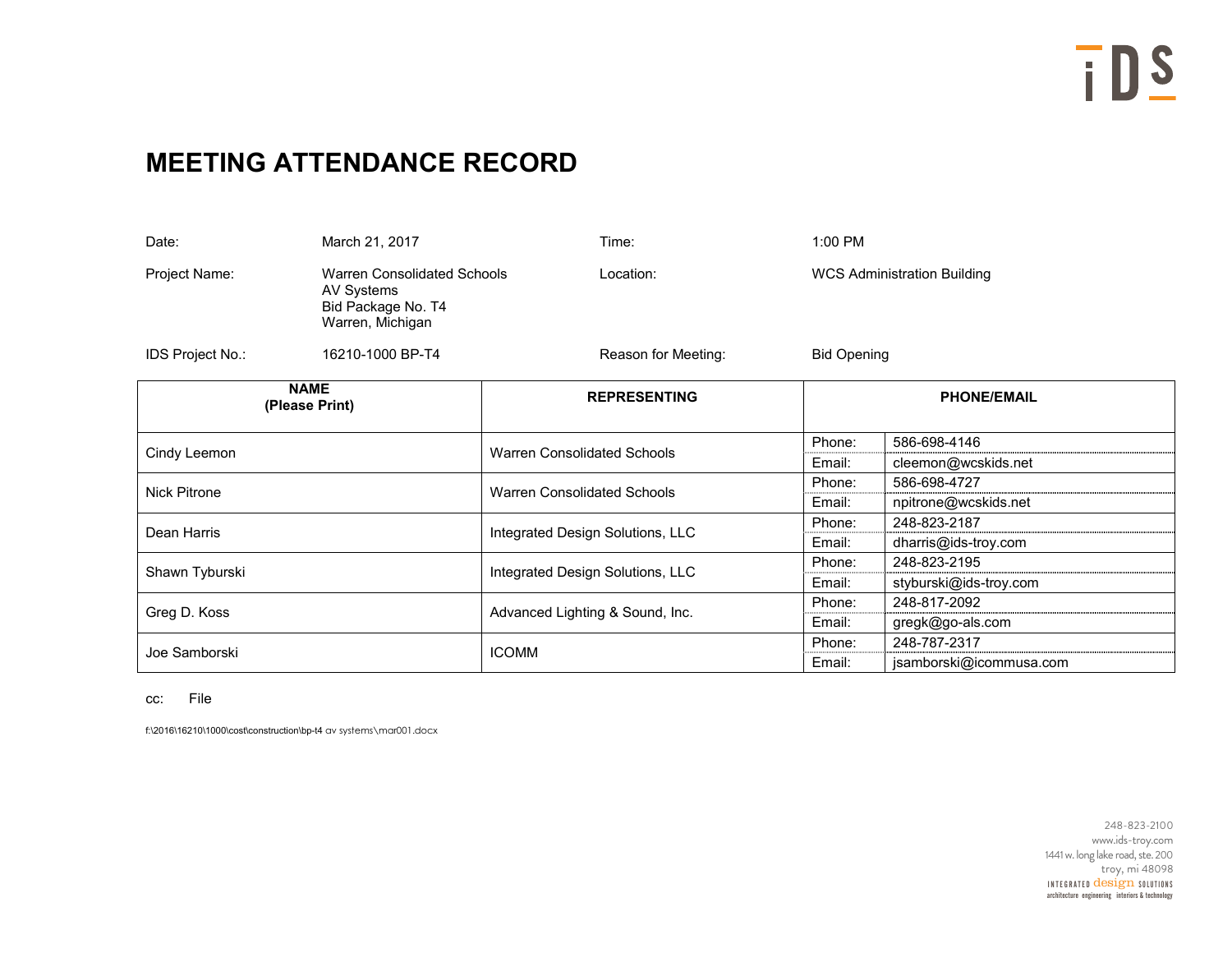# MEETING ATTENDANCE RECORD

| | | | |
|---|---|---|---|
| Date: | March 21, 2017 | Time: | 1:00 PM |
| Project Name: | Warren Consolidated Schools<br>AV Systems<br>Bid Package No. T4<br>Warren, Michigan | Location: | WCS Administration Building |
| IDS Project No.: | 16210-1000 BP-T4 | Reason for Meeting: | Bid Opening |

| NAME (Please Print) | REPRESENTING | PHONE/EMAIL | |
|---|---|---|---|
| Cindy Leemon | Warren Consolidated Schools | Phone: | 586-698-4146 |
| | | Email: | cleemon@wcskids.net |
| Nick Pitrone | Warren Consolidated Schools | Phone: | 586-698-4727 |
| | | Email: | npitrone@wcskids.net |
| Dean Harris | Integrated Design Solutions, LLC | Phone: | 248-823-2187 |
| | | Email: | dharris@ids-troy.com |
| Shawn Tyburski | Integrated Design Solutions, LLC | Phone: | 248-823-2195 |
| | | Email: | styburski@ids-troy.com |
| Greg D. Koss | Advanced Lighting & Sound, Inc. | Phone: | 248-817-2092 |
| | | Email: | gregk@go-als.com |
| Joe Samborski | ICOMM | Phone: | 248-787-2317 |
| | | Email: | jsamborski@icommusa.com |

cc: File

f:\2016\16210\1000\cost\construction\bp-t4 av systems\mar001.docx

248-823-2100
www.ids-troy.com
1441 w. long lake road, ste. 200
troy, mi 48098
INTEGRATED design SOLUTIONS
architecture engineering interiors & technology